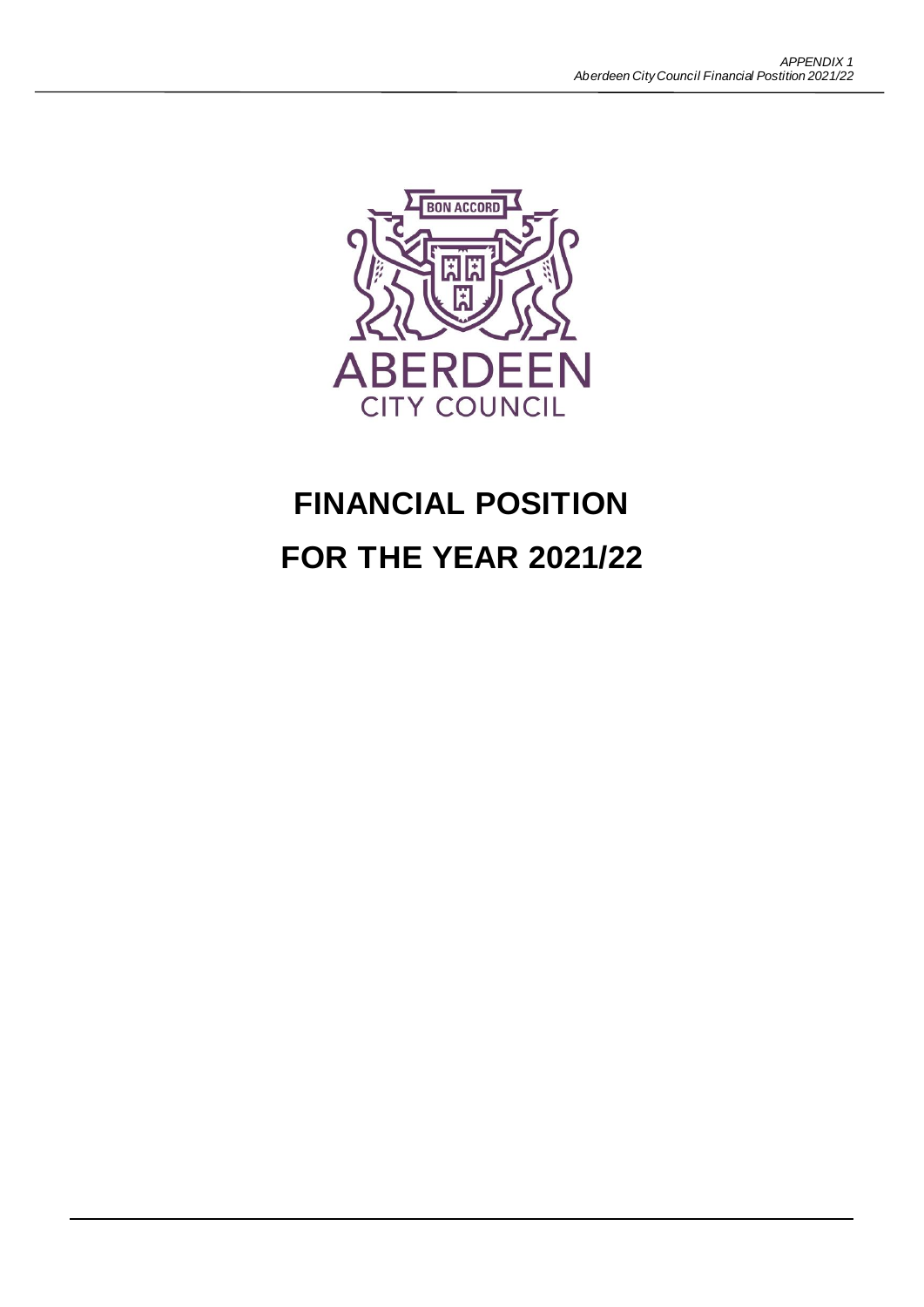# FINANCIAL POSITION

# FOR THE YEAR 2021/22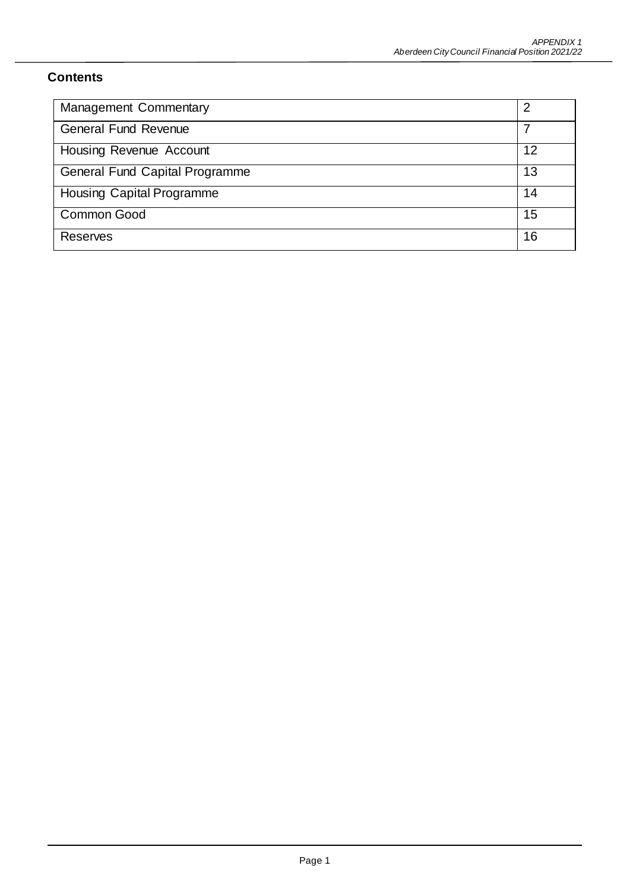## Contents

| | |
|---|---|
| Management Commentary | 2 |
| General Fund Revenue | 7 |
| Housing Revenue Account | 12 |
| General Fund Capital Programme | 13 |
| Housing Capital Programme | 14 |
| Common Good | 15 |
| Reserves | 16 |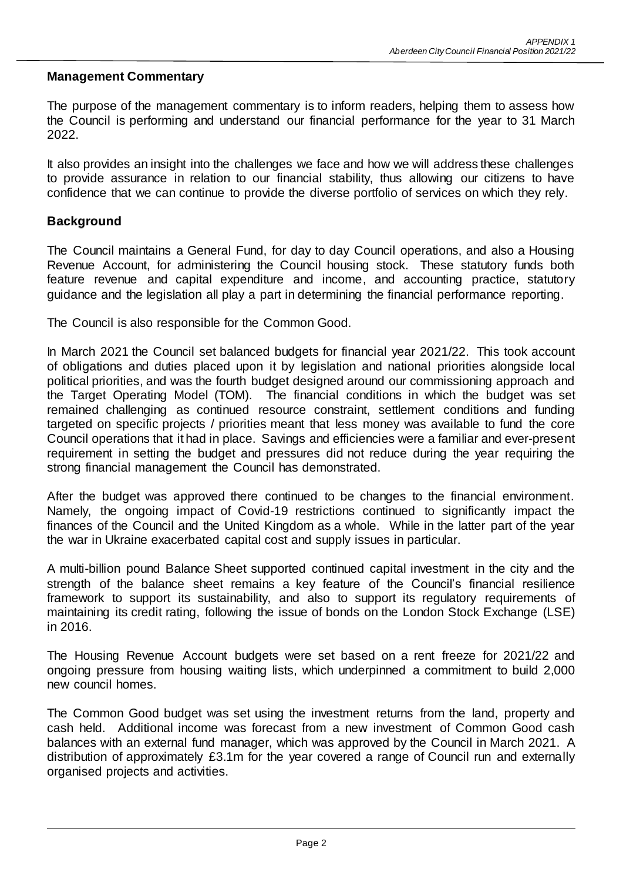## Management Commentary

The purpose of the management commentary is to inform readers, helping them to assess how the Council is performing and understand our financial performance for the year to 31 March 2022.

It also provides an insight into the challenges we face and how we will address these challenges to provide assurance in relation to our financial stability, thus allowing our citizens to have confidence that we can continue to provide the diverse portfolio of services on which they rely.

## Background

The Council maintains a General Fund, for day to day Council operations, and also a Housing Revenue Account, for administering the Council housing stock. These statutory funds both feature revenue and capital expenditure and income, and accounting practice, statutory guidance and the legislation all play a part in determining the financial performance reporting.

The Council is also responsible for the Common Good.

In March 2021 the Council set balanced budgets for financial year 2021/22. This took account of obligations and duties placed upon it by legislation and national priorities alongside local political priorities, and was the fourth budget designed around our commissioning approach and the Target Operating Model (TOM). The financial conditions in which the budget was set remained challenging as continued resource constraint, settlement conditions and funding targeted on specific projects / priorities meant that less money was available to fund the core Council operations that it had in place. Savings and efficiencies were a familiar and ever-present requirement in setting the budget and pressures did not reduce during the year requiring the strong financial management the Council has demonstrated.

After the budget was approved there continued to be changes to the financial environment. Namely, the ongoing impact of Covid-19 restrictions continued to significantly impact the finances of the Council and the United Kingdom as a whole. While in the latter part of the year the war in Ukraine exacerbated capital cost and supply issues in particular.

A multi-billion pound Balance Sheet supported continued capital investment in the city and the strength of the balance sheet remains a key feature of the Council's financial resilience framework to support its sustainability, and also to support its regulatory requirements of maintaining its credit rating, following the issue of bonds on the London Stock Exchange (LSE) in 2016.

The Housing Revenue Account budgets were set based on a rent freeze for 2021/22 and ongoing pressure from housing waiting lists, which underpinned a commitment to build 2,000 new council homes.

The Common Good budget was set using the investment returns from the land, property and cash held. Additional income was forecast from a new investment of Common Good cash balances with an external fund manager, which was approved by the Council in March 2021. A distribution of approximately £3.1m for the year covered a range of Council run and externally organised projects and activities.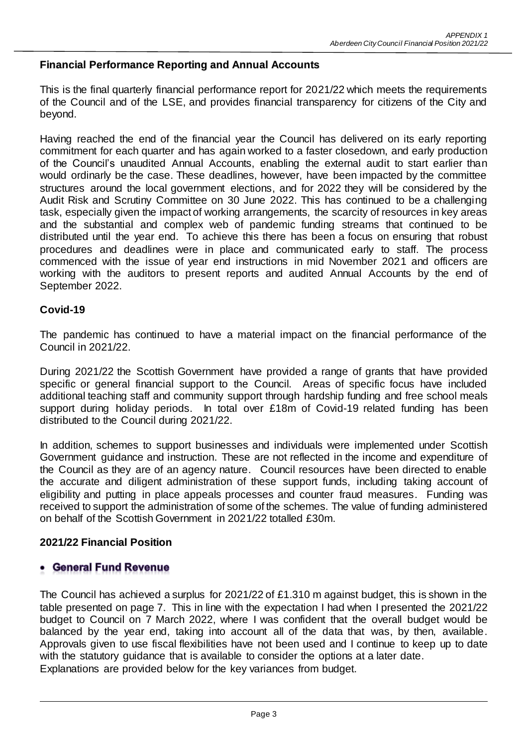## Financial Performance Reporting and Annual Accounts

This is the final quarterly financial performance report for 2021/22 which meets the requirements of the Council and of the LSE, and provides financial transparency for citizens of the City and beyond.

Having reached the end of the financial year the Council has delivered on its early reporting commitment for each quarter and has again worked to a faster closedown, and early production of the Council's unaudited Annual Accounts, enabling the external audit to start earlier than would ordinarily be the case. These deadlines, however, have been impacted by the committee structures around the local government elections, and for 2022 they will be considered by the Audit Risk and Scrutiny Committee on 30 June 2022. This has continued to be a challenging task, especially given the impact of working arrangements, the scarcity of resources in key areas and the substantial and complex web of pandemic funding streams that continued to be distributed until the year end. To achieve this there has been a focus on ensuring that robust procedures and deadlines were in place and communicated early to staff. The process commenced with the issue of year end instructions in mid November 2021 and officers are working with the auditors to present reports and audited Annual Accounts by the end of September 2022.

## Covid-19

The pandemic has continued to have a material impact on the financial performance of the Council in 2021/22.

During 2021/22 the Scottish Government have provided a range of grants that have provided specific or general financial support to the Council. Areas of specific focus have included additional teaching staff and community support through hardship funding and free school meals support during holiday periods. In total over £18m of Covid-19 related funding has been distributed to the Council during 2021/22.

In addition, schemes to support businesses and individuals were implemented under Scottish Government guidance and instruction. These are not reflected in the income and expenditure of the Council as they are of an agency nature. Council resources have been directed to enable the accurate and diligent administration of these support funds, including taking account of eligibility and putting in place appeals processes and counter fraud measures. Funding was received to support the administration of some of the schemes. The value of funding administered on behalf of the Scottish Government in 2021/22 totalled £30m.

## 2021/22 Financial Position

- **General Fund Revenue**

The Council has achieved a surplus for 2021/22 of £1.310 m against budget, this is shown in the table presented on page 7. This in line with the expectation I had when I presented the 2021/22 budget to Council on 7 March 2022, where I was confident that the overall budget would be balanced by the year end, taking into account all of the data that was, by then, available. Approvals given to use fiscal flexibilities have not been used and I continue to keep up to date with the statutory guidance that is available to consider the options at a later date.
Explanations are provided below for the key variances from budget.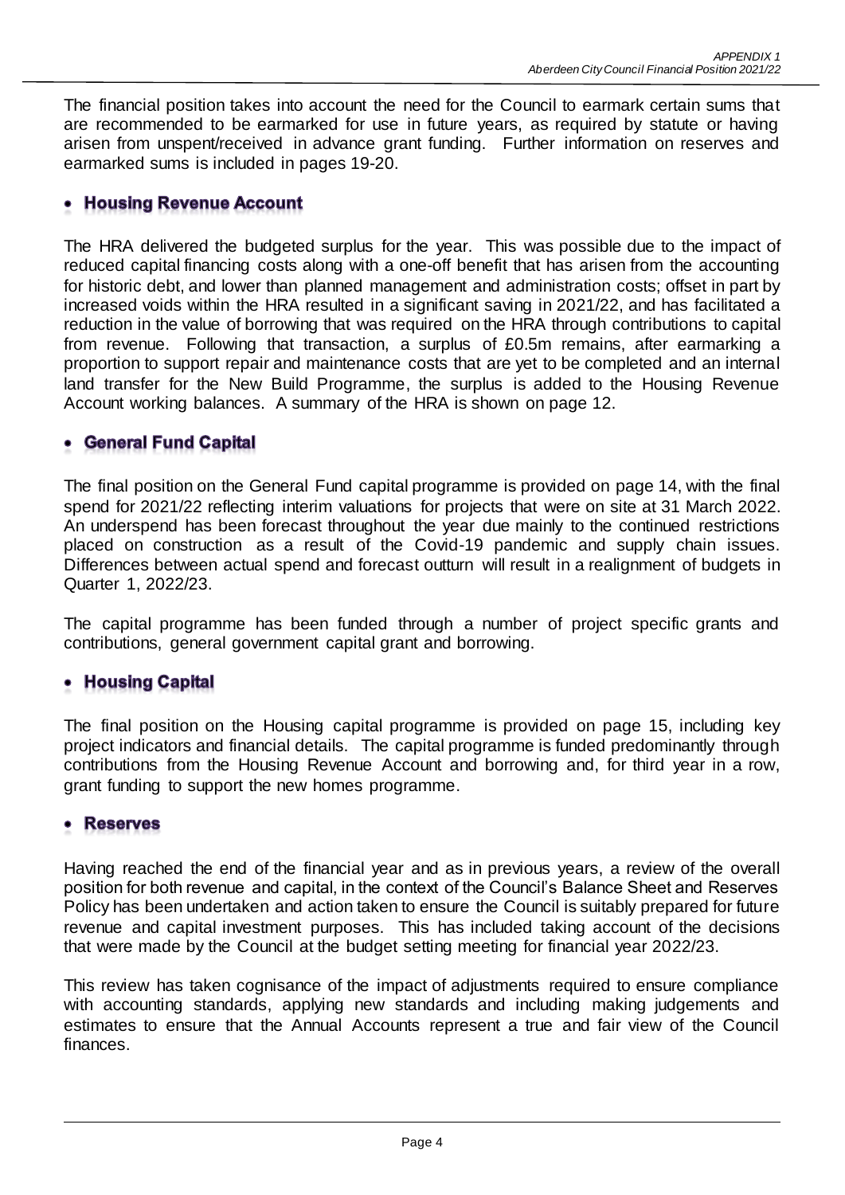The financial position takes into account the need for the Council to earmark certain sums that are recommended to be earmarked for use in future years, as required by statute or having arisen from unspent/received in advance grant funding. Further information on reserves and earmarked sums is included in pages 19-20.

- **Housing Revenue Account**

The HRA delivered the budgeted surplus for the year. This was possible due to the impact of reduced capital financing costs along with a one-off benefit that has arisen from the accounting for historic debt, and lower than planned management and administration costs; offset in part by increased voids within the HRA resulted in a significant saving in 2021/22, and has facilitated a reduction in the value of borrowing that was required on the HRA through contributions to capital from revenue. Following that transaction, a surplus of £0.5m remains, after earmarking a proportion to support repair and maintenance costs that are yet to be completed and an internal land transfer for the New Build Programme, the surplus is added to the Housing Revenue Account working balances. A summary of the HRA is shown on page 12.

- **General Fund Capital**

The final position on the General Fund capital programme is provided on page 14, with the final spend for 2021/22 reflecting interim valuations for projects that were on site at 31 March 2022. An underspend has been forecast throughout the year due mainly to the continued restrictions placed on construction as a result of the Covid-19 pandemic and supply chain issues. Differences between actual spend and forecast outturn will result in a realignment of budgets in Quarter 1, 2022/23.

The capital programme has been funded through a number of project specific grants and contributions, general government capital grant and borrowing.

- **Housing Capital**

The final position on the Housing capital programme is provided on page 15, including key project indicators and financial details. The capital programme is funded predominantly through contributions from the Housing Revenue Account and borrowing and, for third year in a row, grant funding to support the new homes programme.

- **Reserves**

Having reached the end of the financial year and as in previous years, a review of the overall position for both revenue and capital, in the context of the Council's Balance Sheet and Reserves Policy has been undertaken and action taken to ensure the Council is suitably prepared for future revenue and capital investment purposes. This has included taking account of the decisions that were made by the Council at the budget setting meeting for financial year 2022/23.

This review has taken cognisance of the impact of adjustments required to ensure compliance with accounting standards, applying new standards and including making judgements and estimates to ensure that the Annual Accounts represent a true and fair view of the Council finances.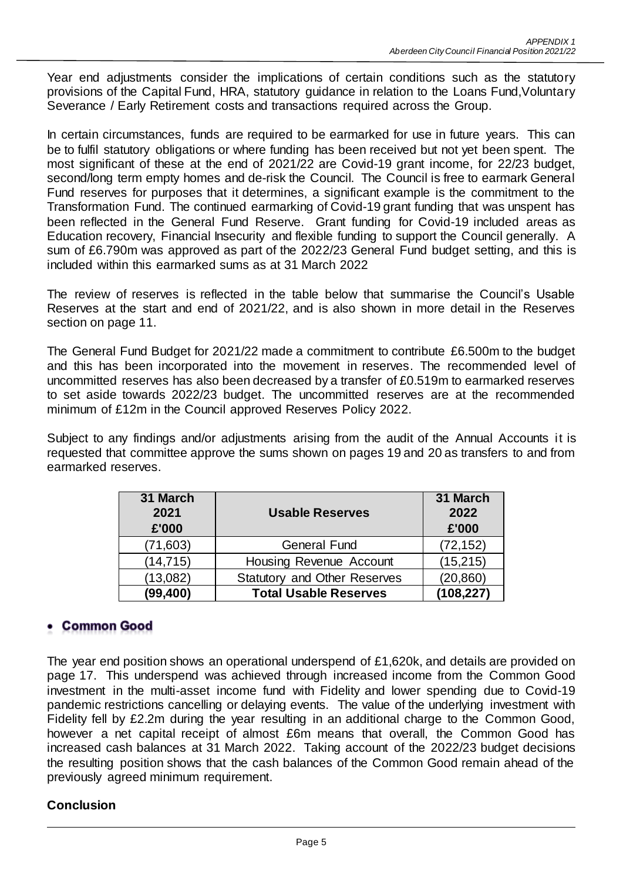Year end adjustments consider the implications of certain conditions such as the statutory provisions of the Capital Fund, HRA, statutory guidance in relation to the Loans Fund,Voluntary Severance / Early Retirement costs and transactions required across the Group.

In certain circumstances, funds are required to be earmarked for use in future years. This can be to fulfil statutory obligations or where funding has been received but not yet been spent. The most significant of these at the end of 2021/22 are Covid-19 grant income, for 22/23 budget, second/long term empty homes and de-risk the Council. The Council is free to earmark General Fund reserves for purposes that it determines, a significant example is the commitment to the Transformation Fund. The continued earmarking of Covid-19 grant funding that was unspent has been reflected in the General Fund Reserve. Grant funding for Covid-19 included areas as Education recovery, Financial Insecurity and flexible funding to support the Council generally. A sum of £6.790m was approved as part of the 2022/23 General Fund budget setting, and this is included within this earmarked sums as at 31 March 2022

The review of reserves is reflected in the table below that summarise the Council's Usable Reserves at the start and end of 2021/22, and is also shown in more detail in the Reserves section on page 11.

The General Fund Budget for 2021/22 made a commitment to contribute £6.500m to the budget and this has been incorporated into the movement in reserves. The recommended level of uncommitted reserves has also been decreased by a transfer of £0.519m to earmarked reserves to set aside towards 2022/23 budget. The uncommitted reserves are at the recommended minimum of £12m in the Council approved Reserves Policy 2022.

Subject to any findings and/or adjustments arising from the audit of the Annual Accounts it is requested that committee approve the sums shown on pages 19 and 20 as transfers to and from earmarked reserves.

| 31 March 2021 £'000 | Usable Reserves | 31 March 2022 £'000 |
|---|---|---|
| (71,603) | General Fund | (72,152) |
| (14,715) | Housing Revenue Account | (15,215) |
| (13,082) | Statutory and Other Reserves | (20,860) |
| **(99,400)** | **Total Usable Reserves** | **(108,227)** |

- **Common Good**

The year end position shows an operational underspend of £1,620k, and details are provided on page 17. This underspend was achieved through increased income from the Common Good investment in the multi-asset income fund with Fidelity and lower spending due to Covid-19 pandemic restrictions cancelling or delaying events. The value of the underlying investment with Fidelity fell by £2.2m during the year resulting in an additional charge to the Common Good, however a net capital receipt of almost £6m means that overall, the Common Good has increased cash balances at 31 March 2022. Taking account of the 2022/23 budget decisions the resulting position shows that the cash balances of the Common Good remain ahead of the previously agreed minimum requirement.

**Conclusion**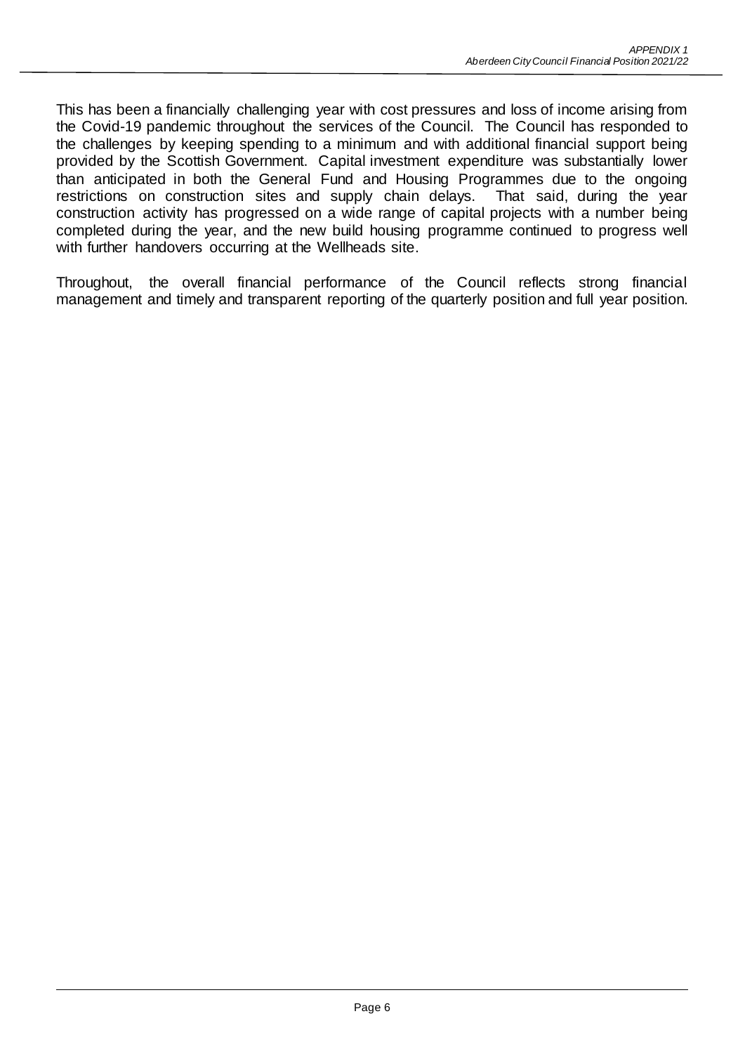This has been a financially challenging year with cost pressures and loss of income arising from the Covid-19 pandemic throughout the services of the Council. The Council has responded to the challenges by keeping spending to a minimum and with additional financial support being provided by the Scottish Government. Capital investment expenditure was substantially lower than anticipated in both the General Fund and Housing Programmes due to the ongoing restrictions on construction sites and supply chain delays. That said, during the year construction activity has progressed on a wide range of capital projects with a number being completed during the year, and the new build housing programme continued to progress well with further handovers occurring at the Wellheads site.

Throughout, the overall financial performance of the Council reflects strong financial management and timely and transparent reporting of the quarterly position and full year position.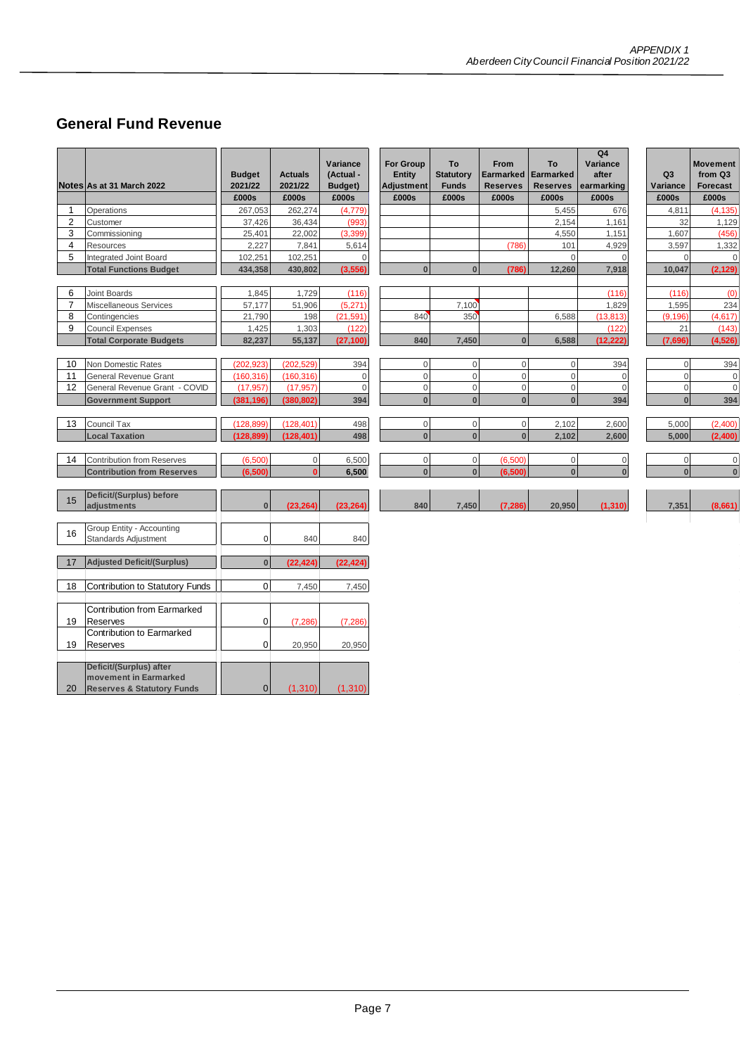## General Fund Revenue

| Notes | As at 31 March 2022 | Budget 2021/22 | Actuals 2021/22 | Variance (Actual - Budget) | For Group Entity Adjustment | To Statutory Funds | From Earmarked Reserves | To Earmarked Reserves | Q4 Variance after earmarking | Q3 Variance | Movement from Q3 Forecast |
|---|---|---|---|---|---|---|---|---|---|---|---|
| | | £000s | £000s | £000s | £000s | £000s | £000s | £000s | £000s | £000s | £000s |
| 1 | Operations | 267,053 | 262,274 | (4,779) | | | | 5,455 | 676 | 4,811 | (4,135) |
| 2 | Customer | 37,426 | 36,434 | (993) | | | | 2,154 | 1,161 | 32 | 1,129 |
| 3 | Commissioning | 25,401 | 22,002 | (3,399) | | | | 4,550 | 1,151 | 1,607 | (456) |
| 4 | Resources | 2,227 | 7,841 | 5,614 | | | (786) | 101 | 4,929 | 3,597 | 1,332 |
| 5 | Integrated Joint Board | 102,251 | 102,251 | 0 | | | | 0 | 0 | 0 | 0 |
| | **Total Functions Budget** | **434,358** | **430,802** | **(3,556)** | **0** | **0** | **(786)** | **12,260** | **7,918** | **10,047** | **(2,129)** |
| 6 | Joint Boards | 1,845 | 1,729 | (116) | | | | | (116) | (116) | (0) |
| 7 | Miscellaneous Services | 57,177 | 51,906 | (5,271) | | 7,100 | | | 1,829 | 1,595 | 234 |
| 8 | Contingencies | 21,790 | 198 | (21,591) | 840 | 350 | | 6,588 | (13,813) | (9,196) | (4,617) |
| 9 | Council Expenses | 1,425 | 1,303 | (122) | | | | | (122) | 21 | (143) |
| | **Total Corporate Budgets** | **82,237** | **55,137** | **(27,100)** | **840** | **7,450** | **0** | **6,588** | **(12,222)** | **(7,696)** | **(4,526)** |
| 10 | Non Domestic Rates | (202,923) | (202,529) | 394 | 0 | 0 | 0 | 0 | 394 | 0 | 394 |
| 11 | General Revenue Grant | (160,316) | (160,316) | 0 | 0 | 0 | 0 | 0 | 0 | 0 | 0 |
| 12 | General Revenue Grant - COVID | (17,957) | (17,957) | 0 | 0 | 0 | 0 | 0 | 0 | 0 | 0 |
| | **Government Support** | **(381,196)** | **(380,802)** | **394** | **0** | **0** | **0** | **0** | **394** | **0** | **394** |
| 13 | Council Tax | (128,899) | (128,401) | 498 | 0 | 0 | 0 | 2,102 | 2,600 | 5,000 | (2,400) |
| | **Local Taxation** | **(128,899)** | **(128,401)** | **498** | **0** | **0** | **0** | **2,102** | **2,600** | **5,000** | **(2,400)** |
| 14 | Contribution from Reserves | (6,500) | 0 | 6,500 | 0 | 0 | (6,500) | 0 | 0 | 0 | 0 |
| | **Contribution from Reserves** | **(6,500)** | **0** | **6,500** | **0** | **0** | **(6,500)** | **0** | **0** | **0** | **0** |
| 15 | **Deficit/(Surplus) before adjustments** | **0** | **(23,264)** | **(23,264)** | **840** | **7,450** | **(7,286)** | **20,950** | **(1,310)** | **7,351** | **(8,661)** |
| 16 | Group Entity - Accounting Standards Adjustment | 0 | 840 | 840 | | | | | | | |
| 17 | **Adjusted Deficit/(Surplus)** | **0** | **(22,424)** | **(22,424)** | | | | | | | |
| 18 | Contribution to Statutory Funds | 0 | 7,450 | 7,450 | | | | | | | |
| 19 | Contribution from Earmarked Reserves | 0 | (7,286) | (7,286) | | | | | | | |
| 19 | Contribution to Earmarked Reserves | 0 | 20,950 | 20,950 | | | | | | | |
| 20 | **Deficit/(Surplus) after movement in Earmarked Reserves & Statutory Funds** | 0 | (1,310) | (1,310) | | | | | | | |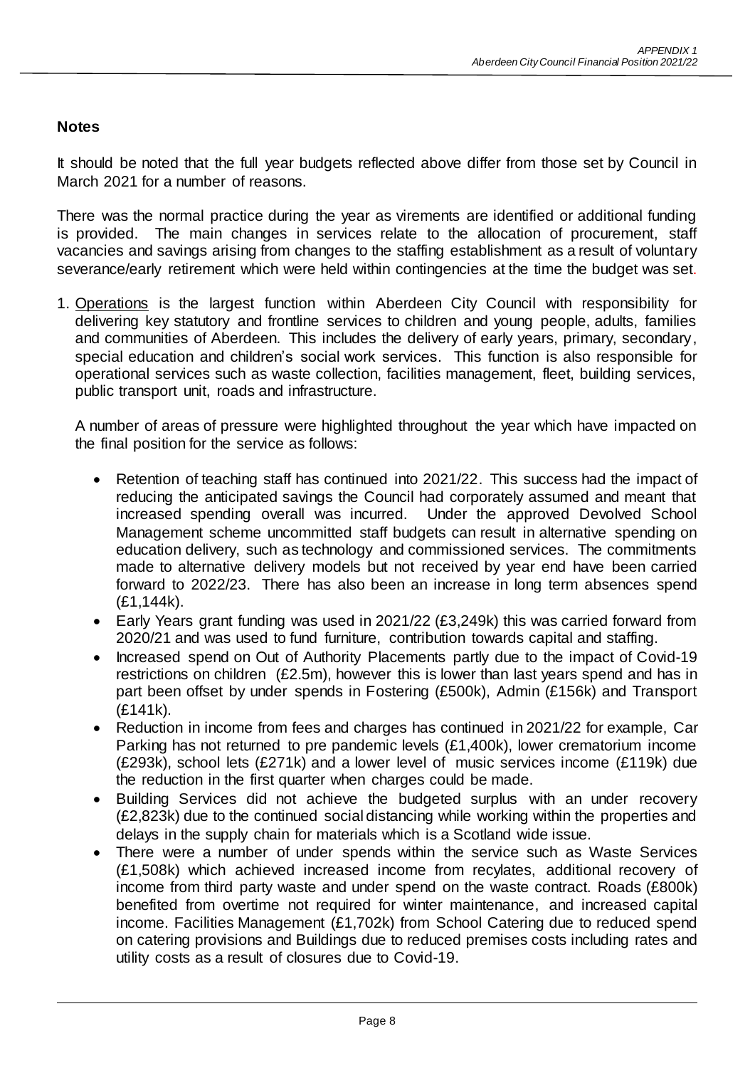## Notes

It should be noted that the full year budgets reflected above differ from those set by Council in March 2021 for a number of reasons.

There was the normal practice during the year as virements are identified or additional funding is provided. The main changes in services relate to the allocation of procurement, staff vacancies and savings arising from changes to the staffing establishment as a result of voluntary severance/early retirement which were held within contingencies at the time the budget was set.

1. Operations is the largest function within Aberdeen City Council with responsibility for delivering key statutory and frontline services to children and young people, adults, families and communities of Aberdeen. This includes the delivery of early years, primary, secondary, special education and children's social work services. This function is also responsible for operational services such as waste collection, facilities management, fleet, building services, public transport unit, roads and infrastructure.

   A number of areas of pressure were highlighted throughout the year which have impacted on the final position for the service as follows:

   - Retention of teaching staff has continued into 2021/22. This success had the impact of reducing the anticipated savings the Council had corporately assumed and meant that increased spending overall was incurred. Under the approved Devolved School Management scheme uncommitted staff budgets can result in alternative spending on education delivery, such as technology and commissioned services. The commitments made to alternative delivery models but not received by year end have been carried forward to 2022/23. There has also been an increase in long term absences spend (£1,144k).
   - Early Years grant funding was used in 2021/22 (£3,249k) this was carried forward from 2020/21 and was used to fund furniture, contribution towards capital and staffing.
   - Increased spend on Out of Authority Placements partly due to the impact of Covid-19 restrictions on children (£2.5m), however this is lower than last years spend and has in part been offset by under spends in Fostering (£500k), Admin (£156k) and Transport (£141k).
   - Reduction in income from fees and charges has continued in 2021/22 for example, Car Parking has not returned to pre pandemic levels (£1,400k), lower crematorium income (£293k), school lets (£271k) and a lower level of music services income (£119k) due the reduction in the first quarter when charges could be made.
   - Building Services did not achieve the budgeted surplus with an under recovery (£2,823k) due to the continued social distancing while working within the properties and delays in the supply chain for materials which is a Scotland wide issue.
   - There were a number of under spends within the service such as Waste Services (£1,508k) which achieved increased income from recylates, additional recovery of income from third party waste and under spend on the waste contract. Roads (£800k) benefited from overtime not required for winter maintenance, and increased capital income. Facilities Management (£1,702k) from School Catering due to reduced spend on catering provisions and Buildings due to reduced premises costs including rates and utility costs as a result of closures due to Covid-19.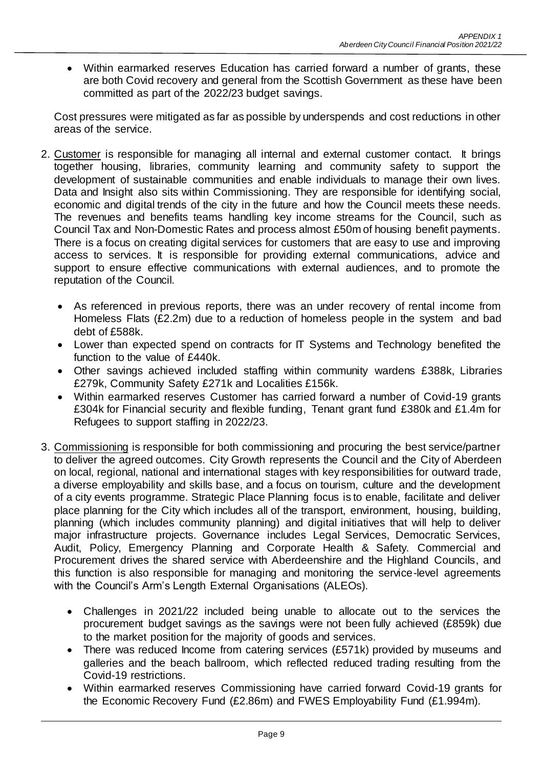- Within earmarked reserves Education has carried forward a number of grants, these are both Covid recovery and general from the Scottish Government as these have been committed as part of the 2022/23 budget savings.

Cost pressures were mitigated as far as possible by underspends and cost reductions in other areas of the service.

2. Customer is responsible for managing all internal and external customer contact. It brings together housing, libraries, community learning and community safety to support the development of sustainable communities and enable individuals to manage their own lives. Data and Insight also sits within Commissioning. They are responsible for identifying social, economic and digital trends of the city in the future and how the Council meets these needs. The revenues and benefits teams handling key income streams for the Council, such as Council Tax and Non-Domestic Rates and process almost £50m of housing benefit payments. There is a focus on creating digital services for customers that are easy to use and improving access to services. It is responsible for providing external communications, advice and support to ensure effective communications with external audiences, and to promote the reputation of the Council.

    - As referenced in previous reports, there was an under recovery of rental income from Homeless Flats (£2.2m) due to a reduction of homeless people in the system and bad debt of £588k.
    - Lower than expected spend on contracts for IT Systems and Technology benefited the function to the value of £440k.
    - Other savings achieved included staffing within community wardens £388k, Libraries £279k, Community Safety £271k and Localities £156k.
    - Within earmarked reserves Customer has carried forward a number of Covid-19 grants £304k for Financial security and flexible funding, Tenant grant fund £380k and £1.4m for Refugees to support staffing in 2022/23.

3. Commissioning is responsible for both commissioning and procuring the best service/partner to deliver the agreed outcomes. City Growth represents the Council and the City of Aberdeen on local, regional, national and international stages with key responsibilities for outward trade, a diverse employability and skills base, and a focus on tourism, culture and the development of a city events programme. Strategic Place Planning focus is to enable, facilitate and deliver place planning for the City which includes all of the transport, environment, housing, building, planning (which includes community planning) and digital initiatives that will help to deliver major infrastructure projects. Governance includes Legal Services, Democratic Services, Audit, Policy, Emergency Planning and Corporate Health & Safety. Commercial and Procurement drives the shared service with Aberdeenshire and the Highland Councils, and this function is also responsible for managing and monitoring the service-level agreements with the Council's Arm's Length External Organisations (ALEOs).

    - Challenges in 2021/22 included being unable to allocate out to the services the procurement budget savings as the savings were not been fully achieved (£859k) due to the market position for the majority of goods and services.
    - There was reduced Income from catering services (£571k) provided by museums and galleries and the beach ballroom, which reflected reduced trading resulting from the Covid-19 restrictions.
    - Within earmarked reserves Commissioning have carried forward Covid-19 grants for the Economic Recovery Fund (£2.86m) and FWES Employability Fund (£1.994m).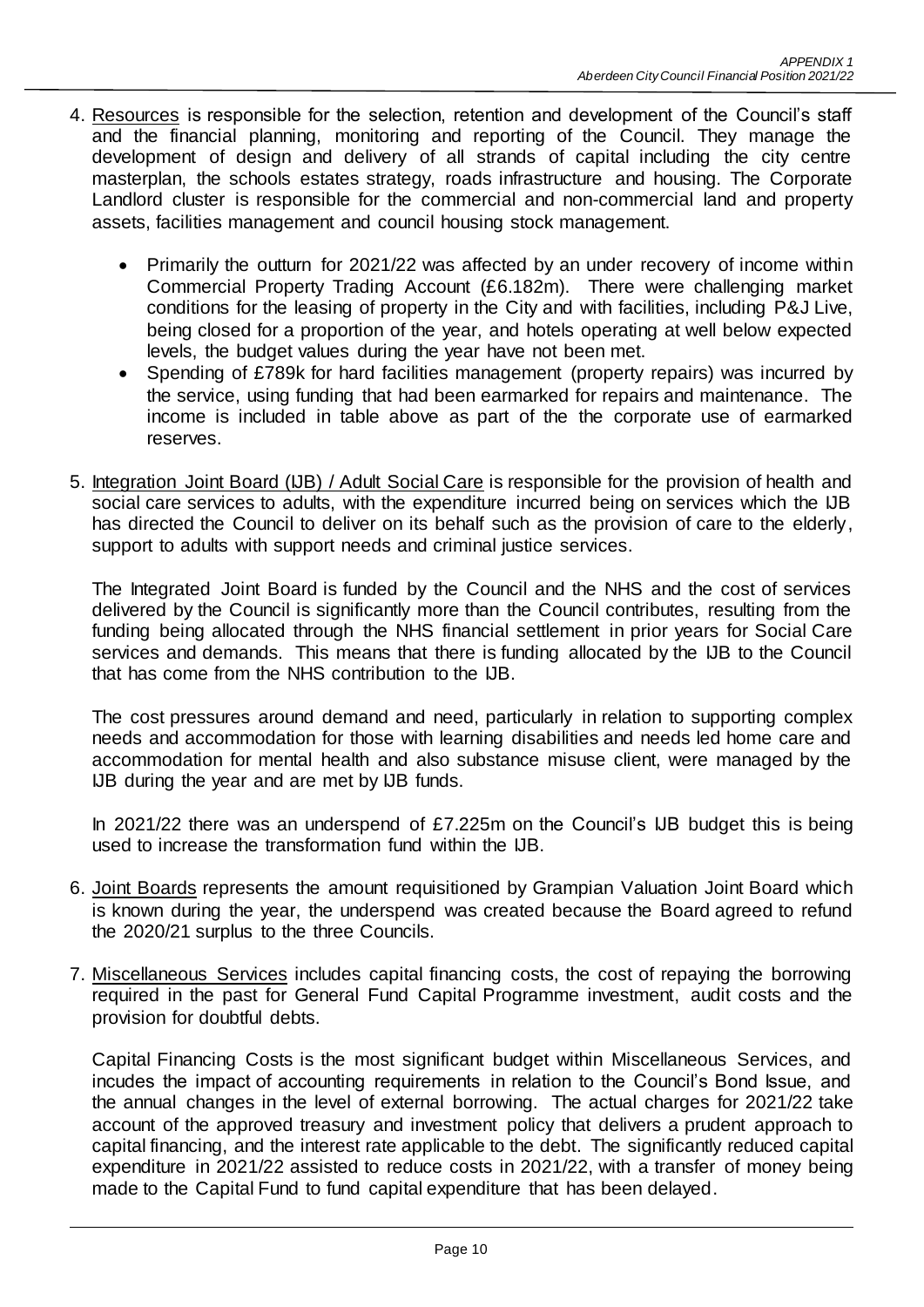4. Resources is responsible for the selection, retention and development of the Council's staff and the financial planning, monitoring and reporting of the Council. They manage the development of design and delivery of all strands of capital including the city centre masterplan, the schools estates strategy, roads infrastructure and housing. The Corporate Landlord cluster is responsible for the commercial and non-commercial land and property assets, facilities management and council housing stock management.

   - Primarily the outturn for 2021/22 was affected by an under recovery of income within Commercial Property Trading Account (£6.182m). There were challenging market conditions for the leasing of property in the City and with facilities, including P&J Live, being closed for a proportion of the year, and hotels operating at well below expected levels, the budget values during the year have not been met.
   - Spending of £789k for hard facilities management (property repairs) was incurred by the service, using funding that had been earmarked for repairs and maintenance. The income is included in table above as part of the the corporate use of earmarked reserves.

5. Integration Joint Board (IJB) / Adult Social Care is responsible for the provision of health and social care services to adults, with the expenditure incurred being on services which the IJB has directed the Council to deliver on its behalf such as the provision of care to the elderly, support to adults with support needs and criminal justice services.

   The Integrated Joint Board is funded by the Council and the NHS and the cost of services delivered by the Council is significantly more than the Council contributes, resulting from the funding being allocated through the NHS financial settlement in prior years for Social Care services and demands. This means that there is funding allocated by the IJB to the Council that has come from the NHS contribution to the IJB.

   The cost pressures around demand and need, particularly in relation to supporting complex needs and accommodation for those with learning disabilities and needs led home care and accommodation for mental health and also substance misuse client, were managed by the IJB during the year and are met by IJB funds.

   In 2021/22 there was an underspend of £7.225m on the Council's IJB budget this is being used to increase the transformation fund within the IJB.

6. Joint Boards represents the amount requisitioned by Grampian Valuation Joint Board which is known during the year, the underspend was created because the Board agreed to refund the 2020/21 surplus to the three Councils.

7. Miscellaneous Services includes capital financing costs, the cost of repaying the borrowing required in the past for General Fund Capital Programme investment, audit costs and the provision for doubtful debts.

   Capital Financing Costs is the most significant budget within Miscellaneous Services, and incudes the impact of accounting requirements in relation to the Council's Bond Issue, and the annual changes in the level of external borrowing. The actual charges for 2021/22 take account of the approved treasury and investment policy that delivers a prudent approach to capital financing, and the interest rate applicable to the debt. The significantly reduced capital expenditure in 2021/22 assisted to reduce costs in 2021/22, with a transfer of money being made to the Capital Fund to fund capital expenditure that has been delayed.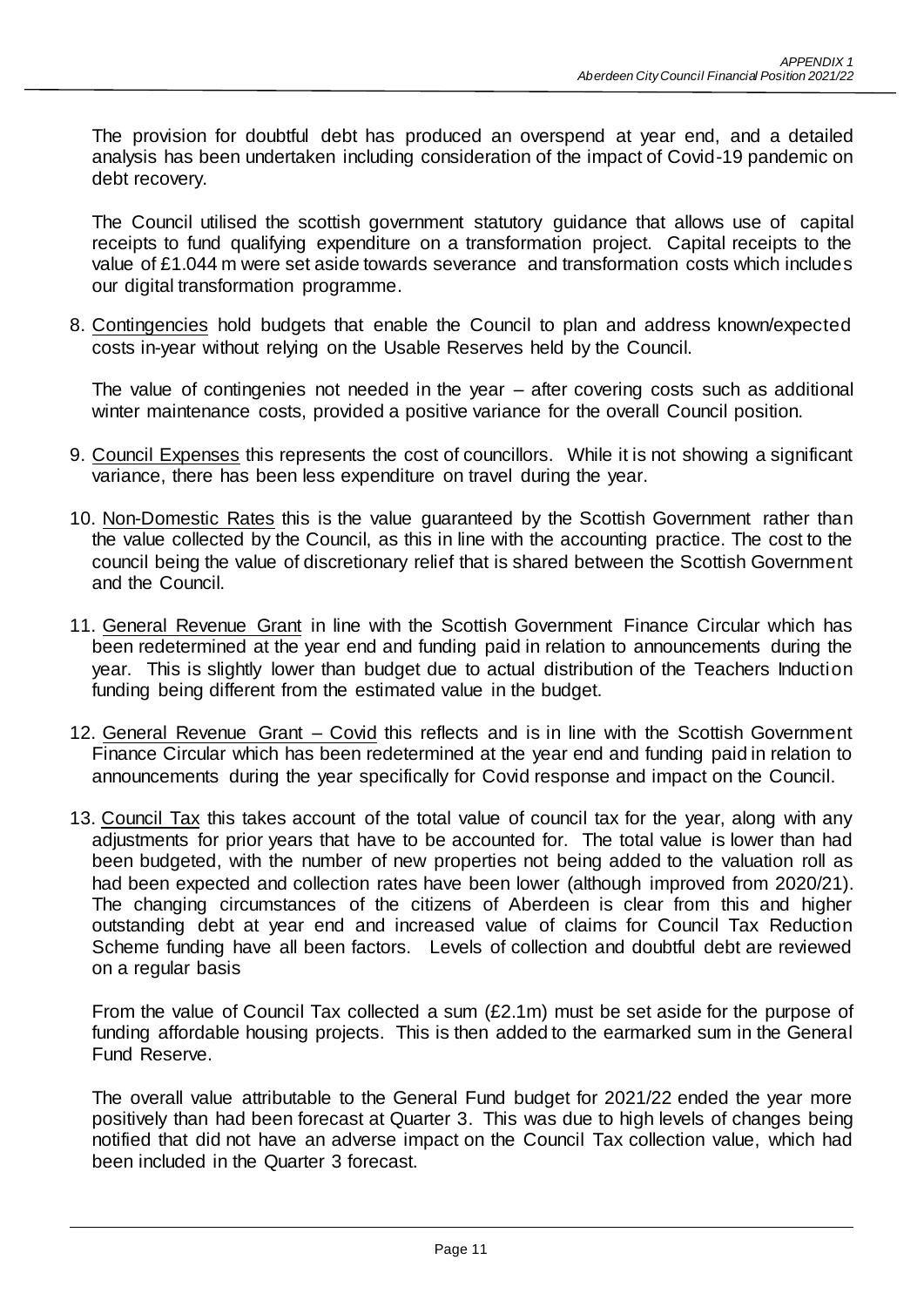The provision for doubtful debt has produced an overspend at year end, and a detailed analysis has been undertaken including consideration of the impact of Covid-19 pandemic on debt recovery.

The Council utilised the scottish government statutory guidance that allows use of capital receipts to fund qualifying expenditure on a transformation project. Capital receipts to the value of £1.044 m were set aside towards severance and transformation costs which includes our digital transformation programme.

8. Contingencies hold budgets that enable the Council to plan and address known/expected costs in-year without relying on the Usable Reserves held by the Council.

   The value of contingenies not needed in the year – after covering costs such as additional winter maintenance costs, provided a positive variance for the overall Council position.

9. Council Expenses this represents the cost of councillors. While it is not showing a significant variance, there has been less expenditure on travel during the year.

10. Non-Domestic Rates this is the value guaranteed by the Scottish Government rather than the value collected by the Council, as this in line with the accounting practice. The cost to the council being the value of discretionary relief that is shared between the Scottish Government and the Council.

11. General Revenue Grant in line with the Scottish Government Finance Circular which has been redetermined at the year end and funding paid in relation to announcements during the year. This is slightly lower than budget due to actual distribution of the Teachers Induction funding being different from the estimated value in the budget.

12. General Revenue Grant – Covid this reflects and is in line with the Scottish Government Finance Circular which has been redetermined at the year end and funding paid in relation to announcements during the year specifically for Covid response and impact on the Council.

13. Council Tax this takes account of the total value of council tax for the year, along with any adjustments for prior years that have to be accounted for. The total value is lower than had been budgeted, with the number of new properties not being added to the valuation roll as had been expected and collection rates have been lower (although improved from 2020/21). The changing circumstances of the citizens of Aberdeen is clear from this and higher outstanding debt at year end and increased value of claims for Council Tax Reduction Scheme funding have all been factors. Levels of collection and doubtful debt are reviewed on a regular basis

    From the value of Council Tax collected a sum (£2.1m) must be set aside for the purpose of funding affordable housing projects. This is then added to the earmarked sum in the General Fund Reserve.

    The overall value attributable to the General Fund budget for 2021/22 ended the year more positively than had been forecast at Quarter 3. This was due to high levels of changes being notified that did not have an adverse impact on the Council Tax collection value, which had been included in the Quarter 3 forecast.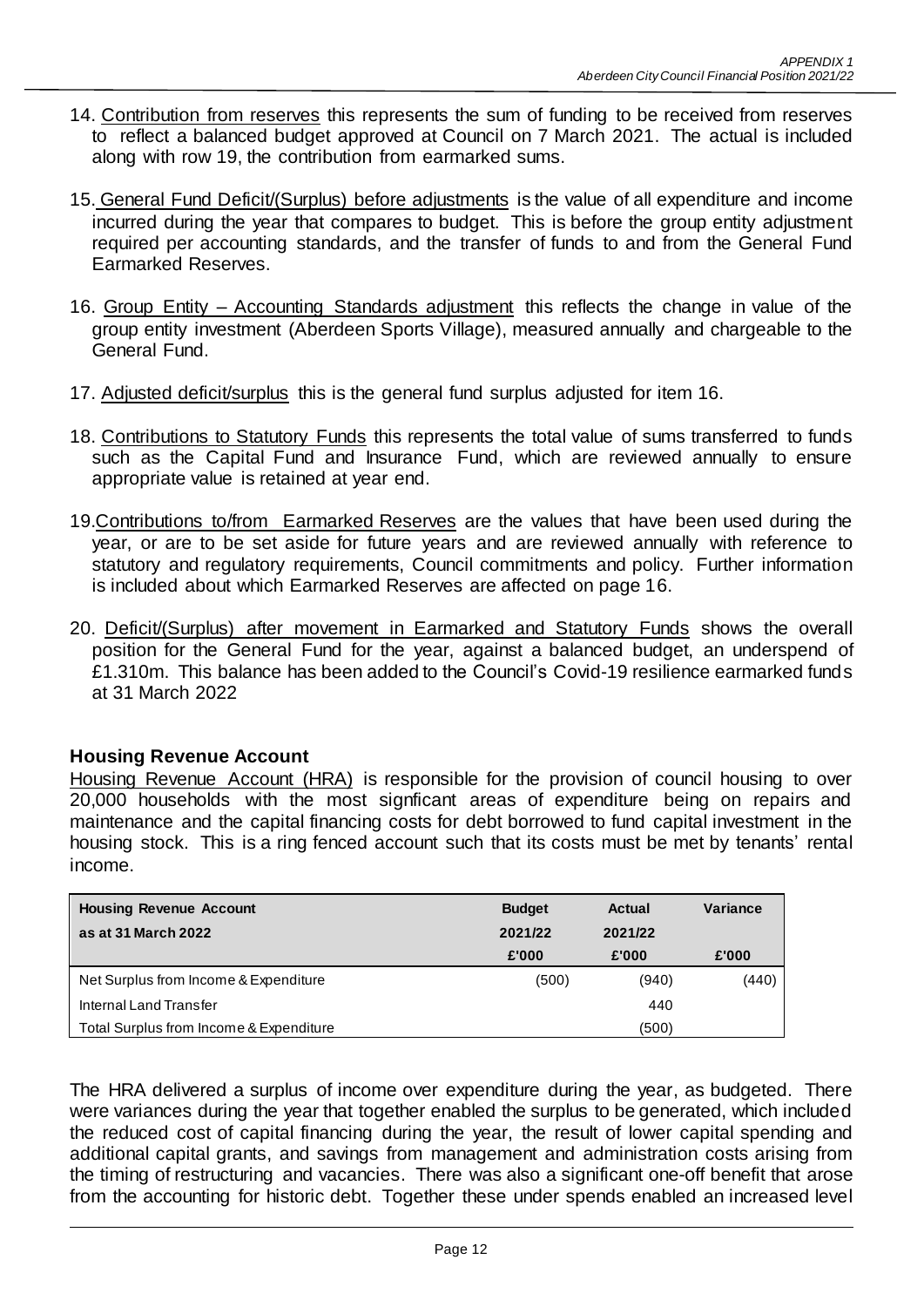14. Contribution from reserves this represents the sum of funding to be received from reserves to reflect a balanced budget approved at Council on 7 March 2021. The actual is included along with row 19, the contribution from earmarked sums.

15. General Fund Deficit/(Surplus) before adjustments is the value of all expenditure and income incurred during the year that compares to budget. This is before the group entity adjustment required per accounting standards, and the transfer of funds to and from the General Fund Earmarked Reserves.

16. Group Entity – Accounting Standards adjustment this reflects the change in value of the group entity investment (Aberdeen Sports Village), measured annually and chargeable to the General Fund.

17. Adjusted deficit/surplus this is the general fund surplus adjusted for item 16.

18. Contributions to Statutory Funds this represents the total value of sums transferred to funds such as the Capital Fund and Insurance Fund, which are reviewed annually to ensure appropriate value is retained at year end.

19. Contributions to/from Earmarked Reserves are the values that have been used during the year, or are to be set aside for future years and are reviewed annually with reference to statutory and regulatory requirements, Council commitments and policy. Further information is included about which Earmarked Reserves are affected on page 16.

20. Deficit/(Surplus) after movement in Earmarked and Statutory Funds shows the overall position for the General Fund for the year, against a balanced budget, an underspend of £1.310m. This balance has been added to the Council's Covid-19 resilience earmarked funds at 31 March 2022

## Housing Revenue Account

Housing Revenue Account (HRA) is responsible for the provision of council housing to over 20,000 households with the most signficant areas of expenditure being on repairs and maintenance and the capital financing costs for debt borrowed to fund capital investment in the housing stock. This is a ring fenced account such that its costs must be met by tenants' rental income.

| Housing Revenue Account<br>as at 31 March 2022 | Budget<br>2021/22<br>£'000 | Actual<br>2021/22<br>£'000 | Variance<br><br>£'000 |
|---|---|---|---|
| Net Surplus from Income & Expenditure | (500) | (940) | (440) |
| Internal Land Transfer | | 440 | |
| Total Surplus from Income & Expenditure | | (500) | |

The HRA delivered a surplus of income over expenditure during the year, as budgeted. There were variances during the year that together enabled the surplus to be generated, which included the reduced cost of capital financing during the year, the result of lower capital spending and additional capital grants, and savings from management and administration costs arising from the timing of restructuring and vacancies. There was also a significant one-off benefit that arose from the accounting for historic debt. Together these under spends enabled an increased level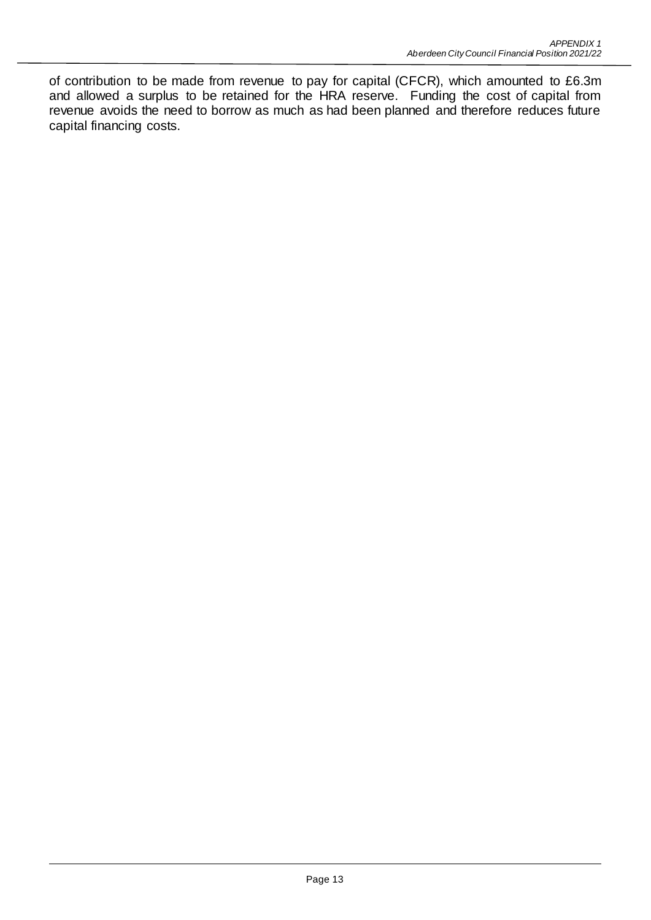of contribution to be made from revenue to pay for capital (CFCR), which amounted to £6.3m and allowed a surplus to be retained for the HRA reserve. Funding the cost of capital from revenue avoids the need to borrow as much as had been planned and therefore reduces future capital financing costs.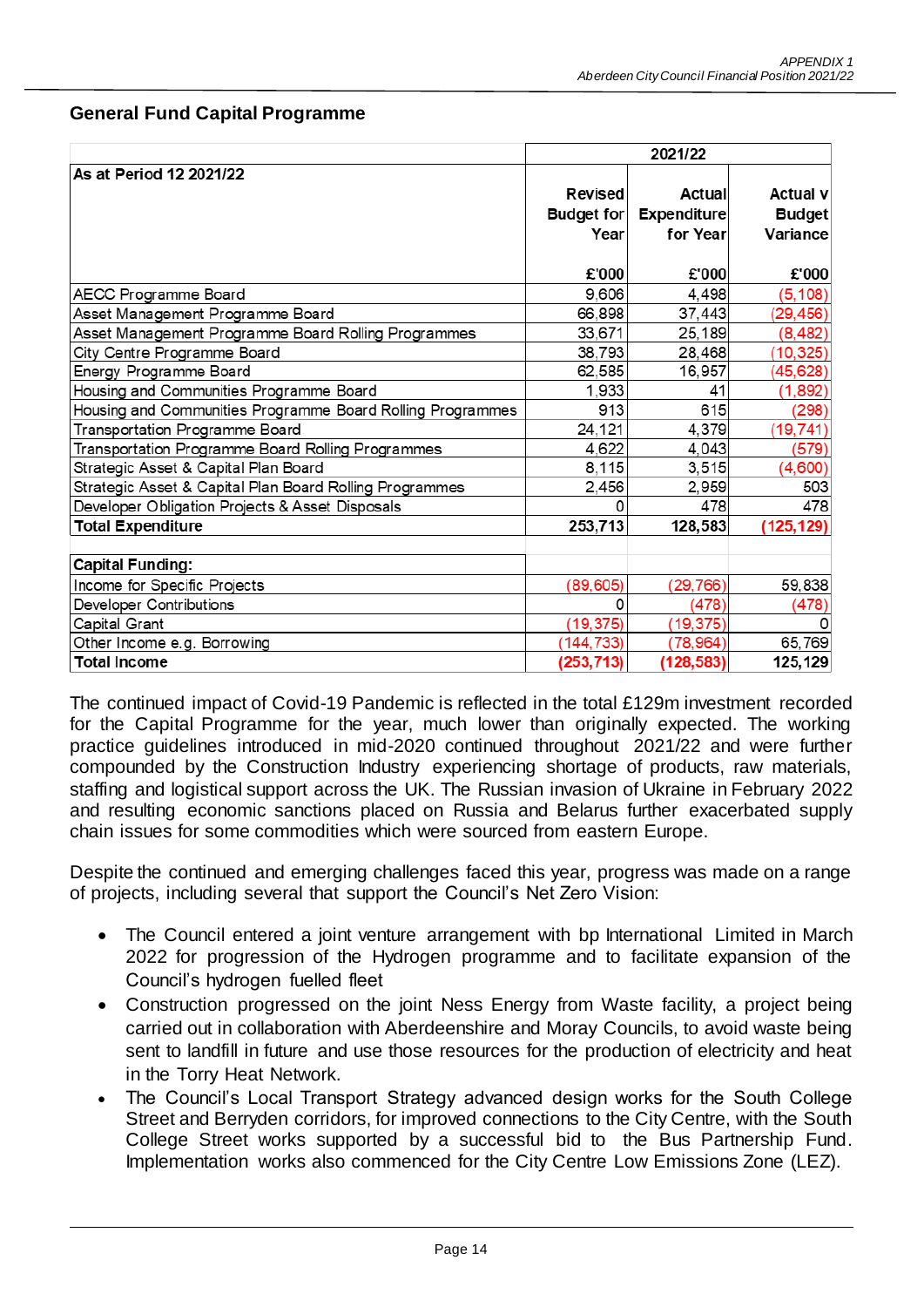## General Fund Capital Programme

| As at Period 12 2021/22 | 2021/22 | | |
|---|---|---|---|
| | Revised Budget for Year | Actual Expenditure for Year | Actual v Budget Variance |
| | £'000 | £'000 | £'000 |
| AECC Programme Board | 9,606 | 4,498 | (5,108) |
| Asset Management Programme Board | 66,898 | 37,443 | (29,456) |
| Asset Management Programme Board Rolling Programmes | 33,671 | 25,189 | (8,482) |
| City Centre Programme Board | 38,793 | 28,468 | (10,325) |
| Energy Programme Board | 62,585 | 16,957 | (45,628) |
| Housing and Communities Programme Board | 1,933 | 41 | (1,892) |
| Housing and Communities Programme Board Rolling Programmes | 913 | 615 | (298) |
| Transportation Programme Board | 24,121 | 4,379 | (19,741) |
| Transportation Programme Board Rolling Programmes | 4,622 | 4,043 | (579) |
| Strategic Asset & Capital Plan Board | 8,115 | 3,515 | (4,600) |
| Strategic Asset & Capital Plan Board Rolling Programmes | 2,456 | 2,959 | 503 |
| Developer Obligation Projects & Asset Disposals | 0 | 478 | 478 |
| **Total Expenditure** | **253,713** | **128,583** | **(125,129)** |
| | | | |
| **Capital Funding:** | | | |
| Income for Specific Projects | (89,605) | (29,766) | 59,838 |
| Developer Contributions | 0 | (478) | (478) |
| Capital Grant | (19,375) | (19,375) | 0 |
| Other Income e.g. Borrowing | (144,733) | (78,964) | 65,769 |
| **Total Income** | **(253,713)** | **(128,583)** | **125,129** |

The continued impact of Covid-19 Pandemic is reflected in the total £129m investment recorded for the Capital Programme for the year, much lower than originally expected. The working practice guidelines introduced in mid-2020 continued throughout 2021/22 and were further compounded by the Construction Industry experiencing shortage of products, raw materials, staffing and logistical support across the UK. The Russian invasion of Ukraine in February 2022 and resulting economic sanctions placed on Russia and Belarus further exacerbated supply chain issues for some commodities which were sourced from eastern Europe.

Despite the continued and emerging challenges faced this year, progress was made on a range of projects, including several that support the Council's Net Zero Vision:

- The Council entered a joint venture arrangement with bp International Limited in March 2022 for progression of the Hydrogen programme and to facilitate expansion of the Council's hydrogen fuelled fleet
- Construction progressed on the joint Ness Energy from Waste facility, a project being carried out in collaboration with Aberdeenshire and Moray Councils, to avoid waste being sent to landfill in future and use those resources for the production of electricity and heat in the Torry Heat Network.
- The Council's Local Transport Strategy advanced design works for the South College Street and Berryden corridors, for improved connections to the City Centre, with the South College Street works supported by a successful bid to the Bus Partnership Fund. Implementation works also commenced for the City Centre Low Emissions Zone (LEZ).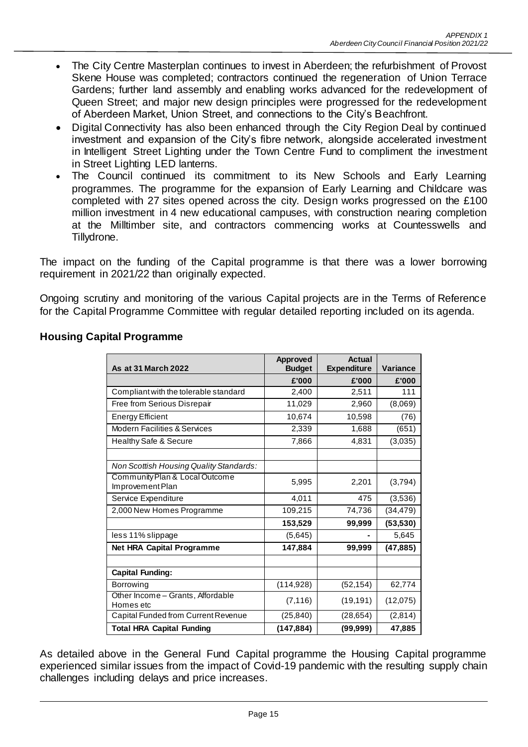- The City Centre Masterplan continues to invest in Aberdeen; the refurbishment of Provost Skene House was completed; contractors continued the regeneration of Union Terrace Gardens; further land assembly and enabling works advanced for the redevelopment of Queen Street; and major new design principles were progressed for the redevelopment of Aberdeen Market, Union Street, and connections to the City's Beachfront.
- Digital Connectivity has also been enhanced through the City Region Deal by continued investment and expansion of the City's fibre network, alongside accelerated investment in Intelligent Street Lighting under the Town Centre Fund to compliment the investment in Street Lighting LED lanterns.
- The Council continued its commitment to its New Schools and Early Learning programmes. The programme for the expansion of Early Learning and Childcare was completed with 27 sites opened across the city. Design works progressed on the £100 million investment in 4 new educational campuses, with construction nearing completion at the Milltimber site, and contractors commencing works at Countesswells and Tillydrone.

The impact on the funding of the Capital programme is that there was a lower borrowing requirement in 2021/22 than originally expected.

Ongoing scrutiny and monitoring of the various Capital projects are in the Terms of Reference for the Capital Programme Committee with regular detailed reporting included on its agenda.

## Housing Capital Programme

| As at 31 March 2022 | Approved Budget | Actual Expenditure | Variance |
|---|---|---|---|
| | £'000 | £'000 | £'000 |
| Compliant with the tolerable standard | 2,400 | 2,511 | 111 |
| Free from Serious Disrepair | 11,029 | 2,960 | (8,069) |
| Energy Efficient | 10,674 | 10,598 | (76) |
| Modern Facilities & Services | 2,339 | 1,688 | (651) |
| Healthy Safe & Secure | 7,866 | 4,831 | (3,035) |
| | | | |
| *Non Scottish Housing Quality Standards:* | | | |
| Community Plan & Local Outcome Improvement Plan | 5,995 | 2,201 | (3,794) |
| Service Expenditure | 4,011 | 475 | (3,536) |
| 2,000 New Homes Programme | 109,215 | 74,736 | (34,479) |
| | **153,529** | **99,999** | **(53,530)** |
| less 11% slippage | (5,645) | - | 5,645 |
| **Net HRA Capital Programme** | **147,884** | **99,999** | **(47,885)** |
| | | | |
| **Capital Funding:** | | | |
| Borrowing | (114,928) | (52,154) | 62,774 |
| Other Income – Grants, Affordable Homes etc | (7,116) | (19,191) | (12,075) |
| Capital Funded from Current Revenue | (25,840) | (28,654) | (2,814) |
| **Total HRA Capital Funding** | **(147,884)** | **(99,999)** | **47,885** |

As detailed above in the General Fund Capital programme the Housing Capital programme experienced similar issues from the impact of Covid-19 pandemic with the resulting supply chain challenges including delays and price increases.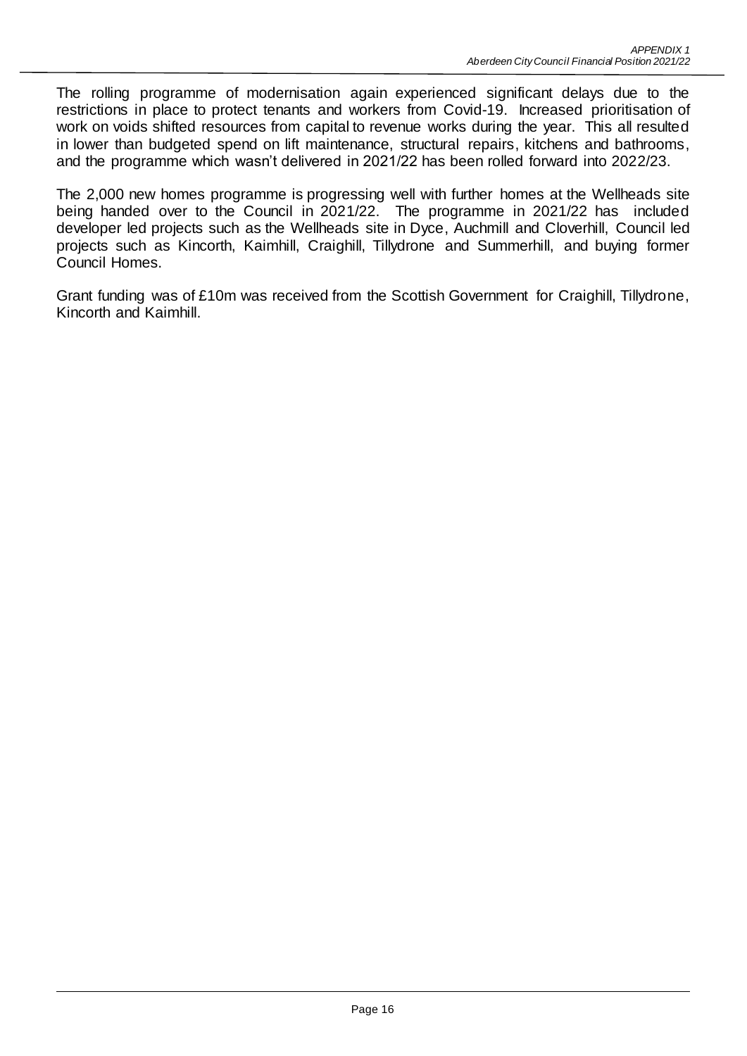The rolling programme of modernisation again experienced significant delays due to the restrictions in place to protect tenants and workers from Covid-19. Increased prioritisation of work on voids shifted resources from capital to revenue works during the year. This all resulted in lower than budgeted spend on lift maintenance, structural repairs, kitchens and bathrooms, and the programme which wasn't delivered in 2021/22 has been rolled forward into 2022/23.

The 2,000 new homes programme is progressing well with further homes at the Wellheads site being handed over to the Council in 2021/22. The programme in 2021/22 has included developer led projects such as the Wellheads site in Dyce, Auchmill and Cloverhill, Council led projects such as Kincorth, Kaimhill, Craighill, Tillydrone and Summerhill, and buying former Council Homes.

Grant funding was of £10m was received from the Scottish Government for Craighill, Tillydrone, Kincorth and Kaimhill.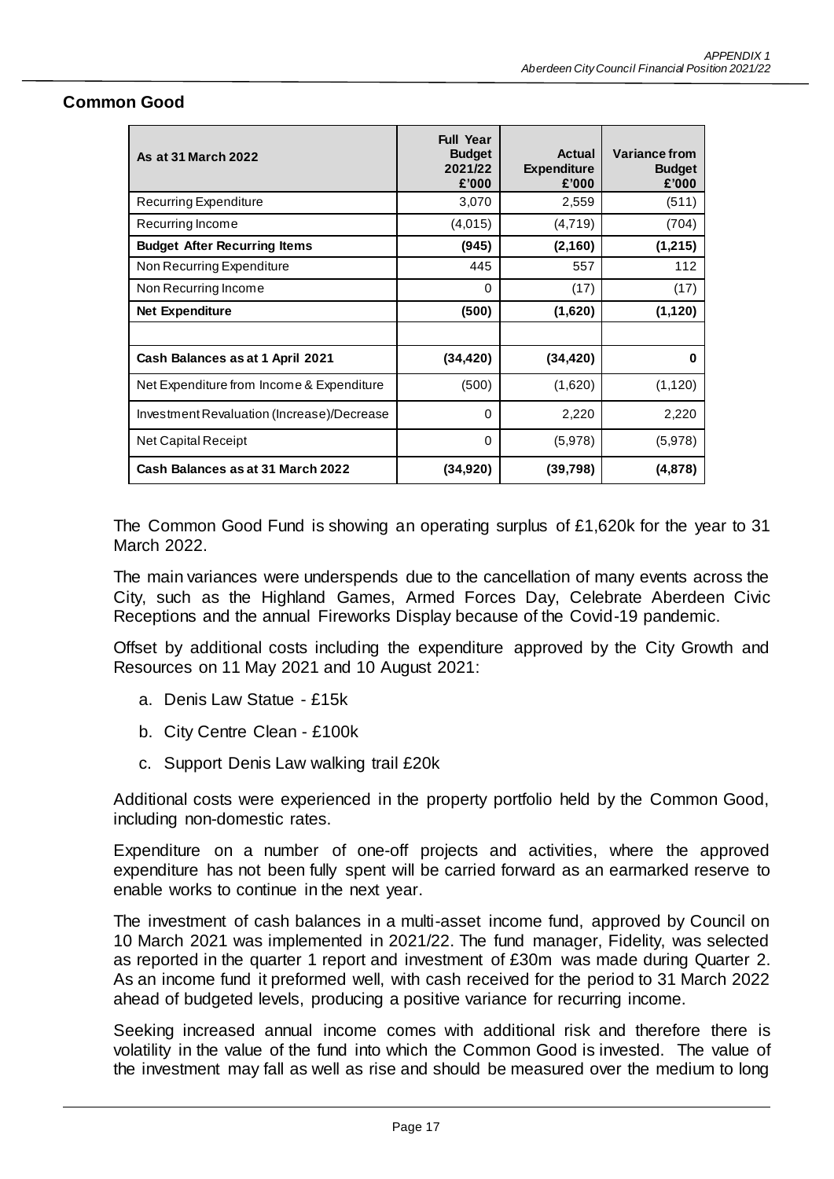## Common Good

| As at 31 March 2022 | Full Year Budget 2021/22 £'000 | Actual Expenditure £'000 | Variance from Budget £'000 |
|---|---|---|---|
| Recurring Expenditure | 3,070 | 2,559 | (511) |
| Recurring Income | (4,015) | (4,719) | (704) |
| **Budget After Recurring Items** | **(945)** | **(2,160)** | **(1,215)** |
| Non Recurring Expenditure | 445 | 557 | 112 |
| Non Recurring Income | 0 | (17) | (17) |
| **Net Expenditure** | **(500)** | **(1,620)** | **(1,120)** |
| | | | |
| **Cash Balances as at 1 April 2021** | **(34,420)** | **(34,420)** | **0** |
| Net Expenditure from Income & Expenditure | (500) | (1,620) | (1,120) |
| Investment Revaluation (Increase)/Decrease | 0 | 2,220 | 2,220 |
| Net Capital Receipt | 0 | (5,978) | (5,978) |
| **Cash Balances as at 31 March 2022** | **(34,920)** | **(39,798)** | **(4,878)** |

The Common Good Fund is showing an operating surplus of £1,620k for the year to 31 March 2022.

The main variances were underspends due to the cancellation of many events across the City, such as the Highland Games, Armed Forces Day, Celebrate Aberdeen Civic Receptions and the annual Fireworks Display because of the Covid-19 pandemic.

Offset by additional costs including the expenditure approved by the City Growth and Resources on 11 May 2021 and 10 August 2021:

a. Denis Law Statue - £15k

b. City Centre Clean - £100k

c. Support Denis Law walking trail £20k

Additional costs were experienced in the property portfolio held by the Common Good, including non-domestic rates.

Expenditure on a number of one-off projects and activities, where the approved expenditure has not been fully spent will be carried forward as an earmarked reserve to enable works to continue in the next year.

The investment of cash balances in a multi-asset income fund, approved by Council on 10 March 2021 was implemented in 2021/22. The fund manager, Fidelity, was selected as reported in the quarter 1 report and investment of £30m was made during Quarter 2. As an income fund it preformed well, with cash received for the period to 31 March 2022 ahead of budgeted levels, producing a positive variance for recurring income.

Seeking increased annual income comes with additional risk and therefore there is volatility in the value of the fund into which the Common Good is invested. The value of the investment may fall as well as rise and should be measured over the medium to long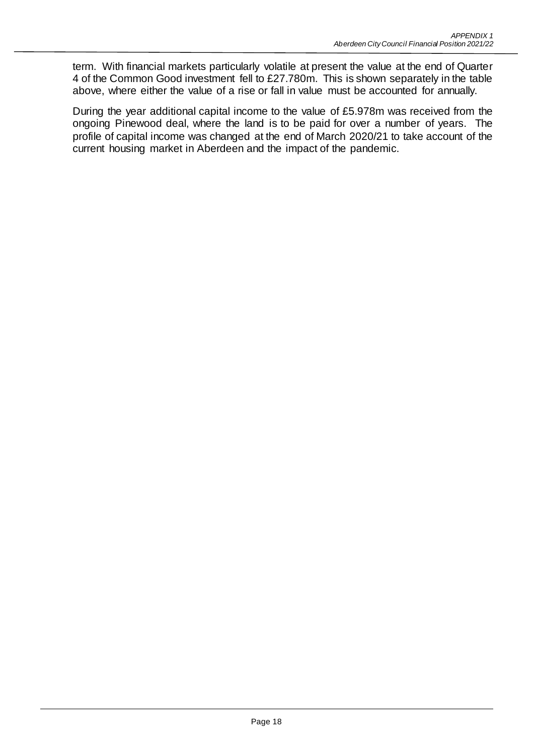term. With financial markets particularly volatile at present the value at the end of Quarter 4 of the Common Good investment fell to £27.780m. This is shown separately in the table above, where either the value of a rise or fall in value must be accounted for annually.

During the year additional capital income to the value of £5.978m was received from the ongoing Pinewood deal, where the land is to be paid for over a number of years. The profile of capital income was changed at the end of March 2020/21 to take account of the current housing market in Aberdeen and the impact of the pandemic.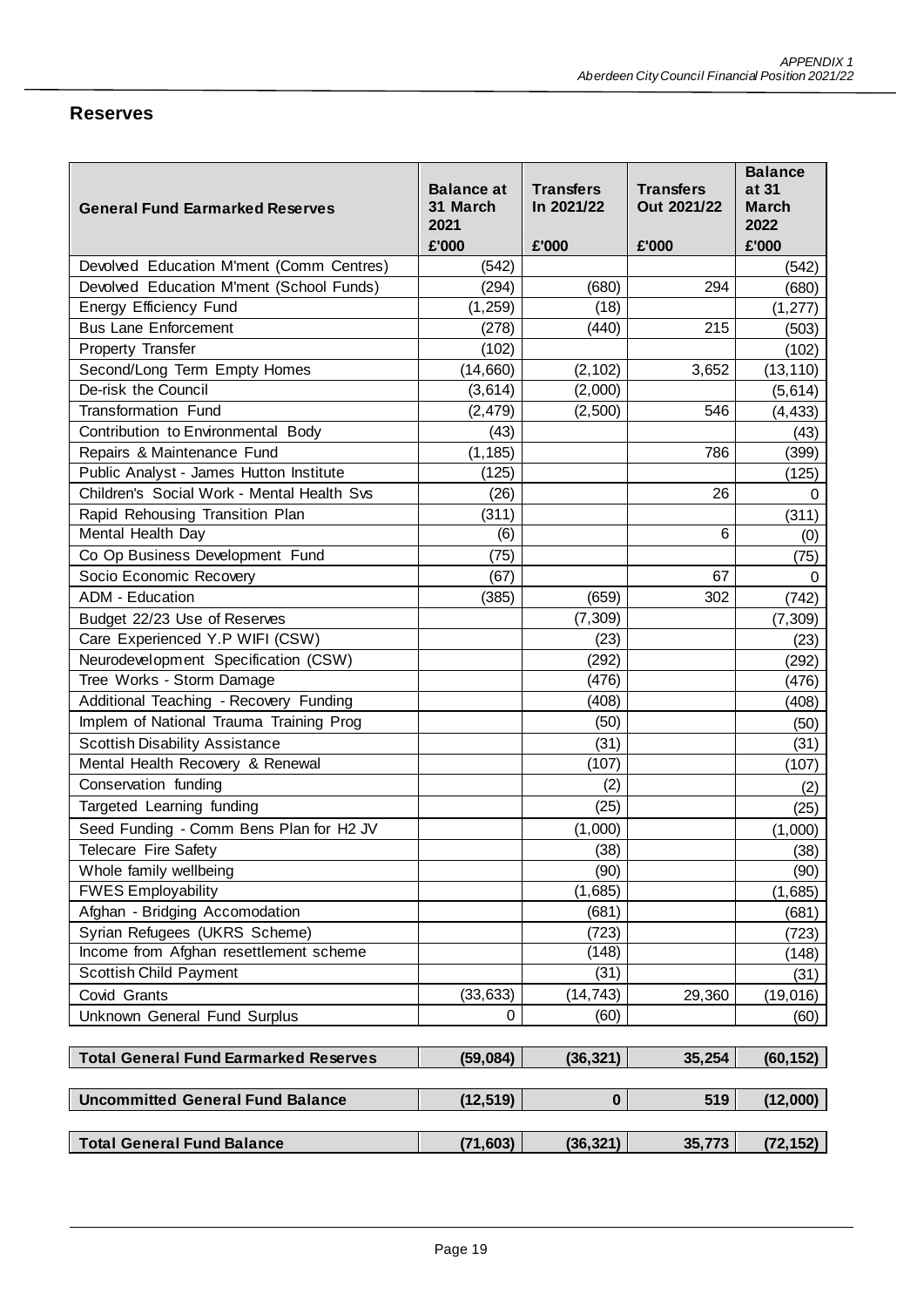## Reserves

| General Fund Earmarked Reserves | Balance at 31 March 2021 | Transfers In 2021/22 | Transfers Out 2021/22 | Balance at 31 March 2022 |
|---|---|---|---|---|
| | £'000 | £'000 | £'000 | £'000 |
| Devolved Education M'ment (Comm Centres) | (542) | | | (542) |
| Devolved Education M'ment (School Funds) | (294) | (680) | 294 | (680) |
| Energy Efficiency Fund | (1,259) | (18) | | (1,277) |
| Bus Lane Enforcement | (278) | (440) | 215 | (503) |
| Property Transfer | (102) | | | (102) |
| Second/Long Term Empty Homes | (14,660) | (2,102) | 3,652 | (13,110) |
| De-risk the Council | (3,614) | (2,000) | | (5,614) |
| Transformation Fund | (2,479) | (2,500) | 546 | (4,433) |
| Contribution to Environmental Body | (43) | | | (43) |
| Repairs & Maintenance Fund | (1,185) | | 786 | (399) |
| Public Analyst - James Hutton Institute | (125) | | | (125) |
| Children's Social Work - Mental Health Svs | (26) | | 26 | 0 |
| Rapid Rehousing Transition Plan | (311) | | | (311) |
| Mental Health Day | (6) | | 6 | (0) |
| Co Op Business Development Fund | (75) | | | (75) |
| Socio Economic Recovery | (67) | | 67 | 0 |
| ADM - Education | (385) | (659) | 302 | (742) |
| Budget 22/23 Use of Reserves | | (7,309) | | (7,309) |
| Care Experienced Y.P WIFI (CSW) | | (23) | | (23) |
| Neurodevelopment Specification (CSW) | | (292) | | (292) |
| Tree Works - Storm Damage | | (476) | | (476) |
| Additional Teaching - Recovery Funding | | (408) | | (408) |
| Implem of National Trauma Training Prog | | (50) | | (50) |
| Scottish Disability Assistance | | (31) | | (31) |
| Mental Health Recovery & Renewal | | (107) | | (107) |
| Conservation funding | | (2) | | (2) |
| Targeted Learning funding | | (25) | | (25) |
| Seed Funding - Comm Bens Plan for H2 JV | | (1,000) | | (1,000) |
| Telecare Fire Safety | | (38) | | (38) |
| Whole family wellbeing | | (90) | | (90) |
| FWES Employability | | (1,685) | | (1,685) |
| Afghan - Bridging Accomodation | | (681) | | (681) |
| Syrian Refugees (UKRS Scheme) | | (723) | | (723) |
| Income from Afghan resettlement scheme | | (148) | | (148) |
| Scottish Child Payment | | (31) | | (31) |
| Covid Grants | (33,633) | (14,743) | 29,360 | (19,016) |
| Unknown General Fund Surplus | 0 | (60) | | (60) |
| **Total General Fund Earmarked Reserves** | **(59,084)** | **(36,321)** | **35,254** | **(60,152)** |
| **Uncommitted General Fund Balance** | **(12,519)** | **0** | **519** | **(12,000)** |
| **Total General Fund Balance** | **(71,603)** | **(36,321)** | **35,773** | **(72,152)** |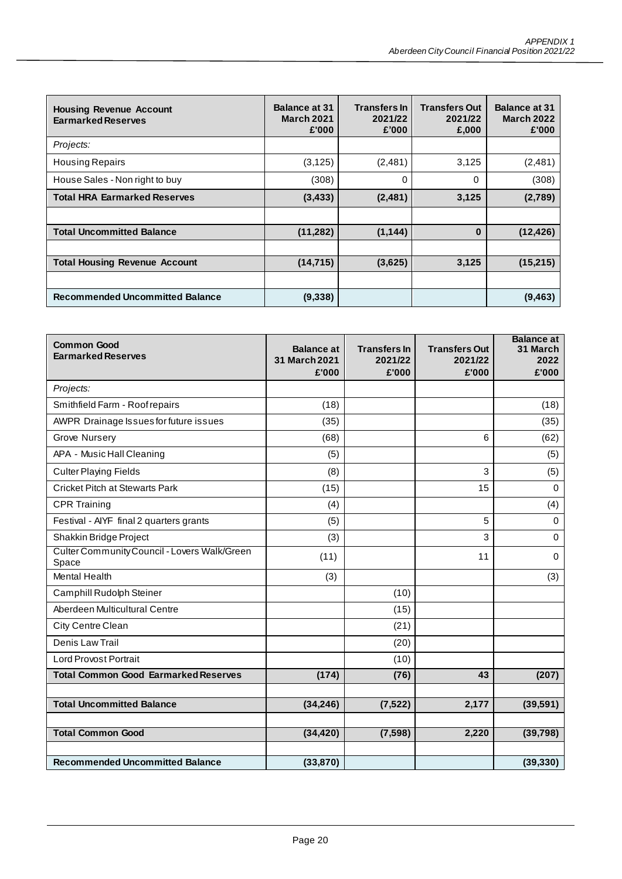| Housing Revenue Account Earmarked Reserves | Balance at 31 March 2021 £'000 | Transfers In 2021/22 £'000 | Transfers Out 2021/22 £,000 | Balance at 31 March 2022 £'000 |
|---|---|---|---|---|
| *Projects:* | | | | |
| Housing Repairs | (3,125) | (2,481) | 3,125 | (2,481) |
| House Sales - Non right to buy | (308) | 0 | 0 | (308) |
| **Total HRA Earmarked Reserves** | **(3,433)** | **(2,481)** | **3,125** | **(2,789)** |
| | | | | |
| **Total Uncommitted Balance** | **(11,282)** | **(1,144)** | **0** | **(12,426)** |
| | | | | |
| **Total Housing Revenue Account** | **(14,715)** | **(3,625)** | **3,125** | **(15,215)** |
| | | | | |
| **Recommended Uncommitted Balance** | **(9,338)** | | | **(9,463)** |

| Common Good Earmarked Reserves | Balance at 31 March 2021 £'000 | Transfers In 2021/22 £'000 | Transfers Out 2021/22 £'000 | Balance at 31 March 2022 £'000 |
|---|---|---|---|---|
| *Projects:* | | | | |
| Smithfield Farm - Roof repairs | (18) | | | (18) |
| AWPR Drainage Issues for future issues | (35) | | | (35) |
| Grove Nursery | (68) | | 6 | (62) |
| APA - Music Hall Cleaning | (5) | | | (5) |
| Culter Playing Fields | (8) | | 3 | (5) |
| Cricket Pitch at Stewarts Park | (15) | | 15 | 0 |
| CPR Training | (4) | | | (4) |
| Festival - AIYF final 2 quarters grants | (5) | | 5 | 0 |
| Shakkin Bridge Project | (3) | | 3 | 0 |
| Culter Community Council - Lovers Walk/Green Space | (11) | | 11 | 0 |
| Mental Health | (3) | | | (3) |
| Camphill Rudolph Steiner | | (10) | | |
| Aberdeen Multicultural Centre | | (15) | | |
| City Centre Clean | | (21) | | |
| Denis Law Trail | | (20) | | |
| Lord Provost Portrait | | (10) | | |
| **Total Common Good Earmarked Reserves** | **(174)** | **(76)** | **43** | **(207)** |
| | | | | |
| **Total Uncommitted Balance** | **(34,246)** | **(7,522)** | **2,177** | **(39,591)** |
| | | | | |
| **Total Common Good** | **(34,420)** | **(7,598)** | **2,220** | **(39,798)** |
| | | | | |
| **Recommended Uncommitted Balance** | **(33,870)** | | | **(39,330)** |